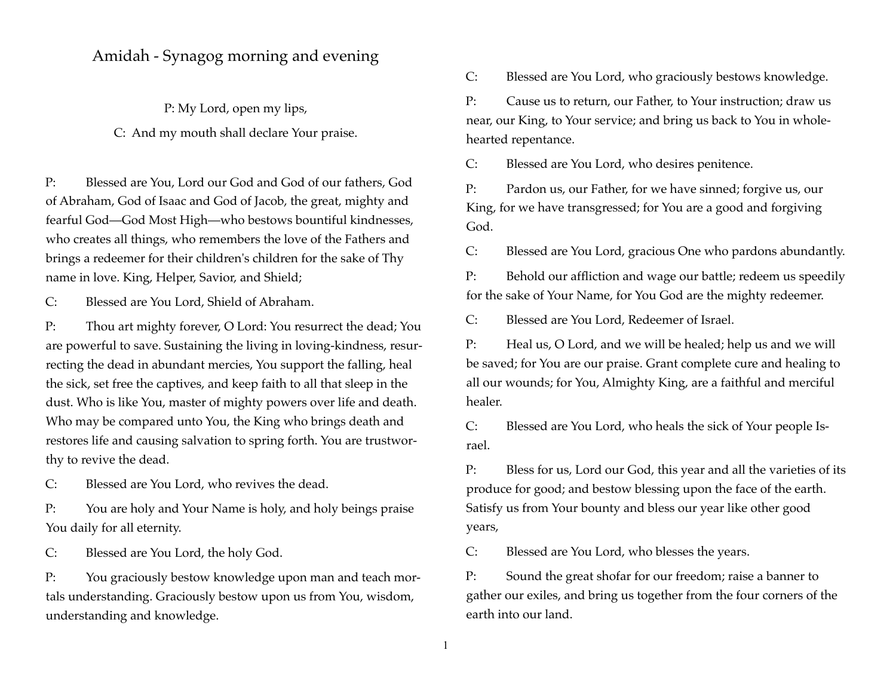# Amidah - Synagog morning and evening

P: My Lord, open my lips,

C: And my mouth shall declare Your praise.

P: Blessed are You, Lord our God and God of our fathers, God of Abraham, God of Isaac and God of Jacob, the great, mighty and fearful God—God Most High—who bestows bountiful kindnesses, who creates all things, who remembers the love of the Fathers and brings a redeemer for their children's children for the sake of Thy name in love. King, Helper, Savior, and Shield;

C: Blessed are You Lord, Shield of Abraham.

P: Thou art mighty forever, O Lord: You resurrect the dead; You are powerful to save. Sustaining the living in loving-kindness, resurrecting the dead in abundant mercies, You support the falling, heal the sick, set free the captives, and keep faith to all that sleep in the dust. Who is like You, master of mighty powers over life and death. Who may be compared unto You, the King who brings death and restores life and causing salvation to spring forth. You are trustworthy to revive the dead.

C: Blessed are You Lord, who revives the dead.

P: You are holy and Your Name is holy, and holy beings praise You daily for all eternity.

C: Blessed are You Lord, the holy God.

P: You graciously bestow knowledge upon man and teach mortals understanding. Graciously bestow upon us from You, wisdom, understanding and knowledge.

C: Blessed are You Lord, who graciously bestows knowledge.

P: Cause us to return, our Father, to Your instruction; draw us near, our King, to Your service; and bring us back to You in wholehearted repentance.

C: Blessed are You Lord, who desires penitence.

P: Pardon us, our Father, for we have sinned; forgive us, our King, for we have transgressed; for You are a good and forgiving God.

C: Blessed are You Lord, gracious One who pardons abundantly.

P: Behold our affliction and wage our battle; redeem us speedily for the sake of Your Name, for You God are the mighty redeemer.

C: Blessed are You Lord, Redeemer of Israel.

P: Heal us, O Lord, and we will be healed; help us and we will be saved; for You are our praise. Grant complete cure and healing to all our wounds; for You, Almighty King, are a faithful and merciful healer.

C: Blessed are You Lord, who heals the sick of Your people Israel.

P: Bless for us, Lord our God, this year and all the varieties of its produce for good; and bestow blessing upon the face of the earth. Satisfy us from Your bounty and bless our year like other good years,

C: Blessed are You Lord, who blesses the years.

P: Sound the great shofar for our freedom; raise a banner to gather our exiles, and bring us together from the four corners of the earth into our land.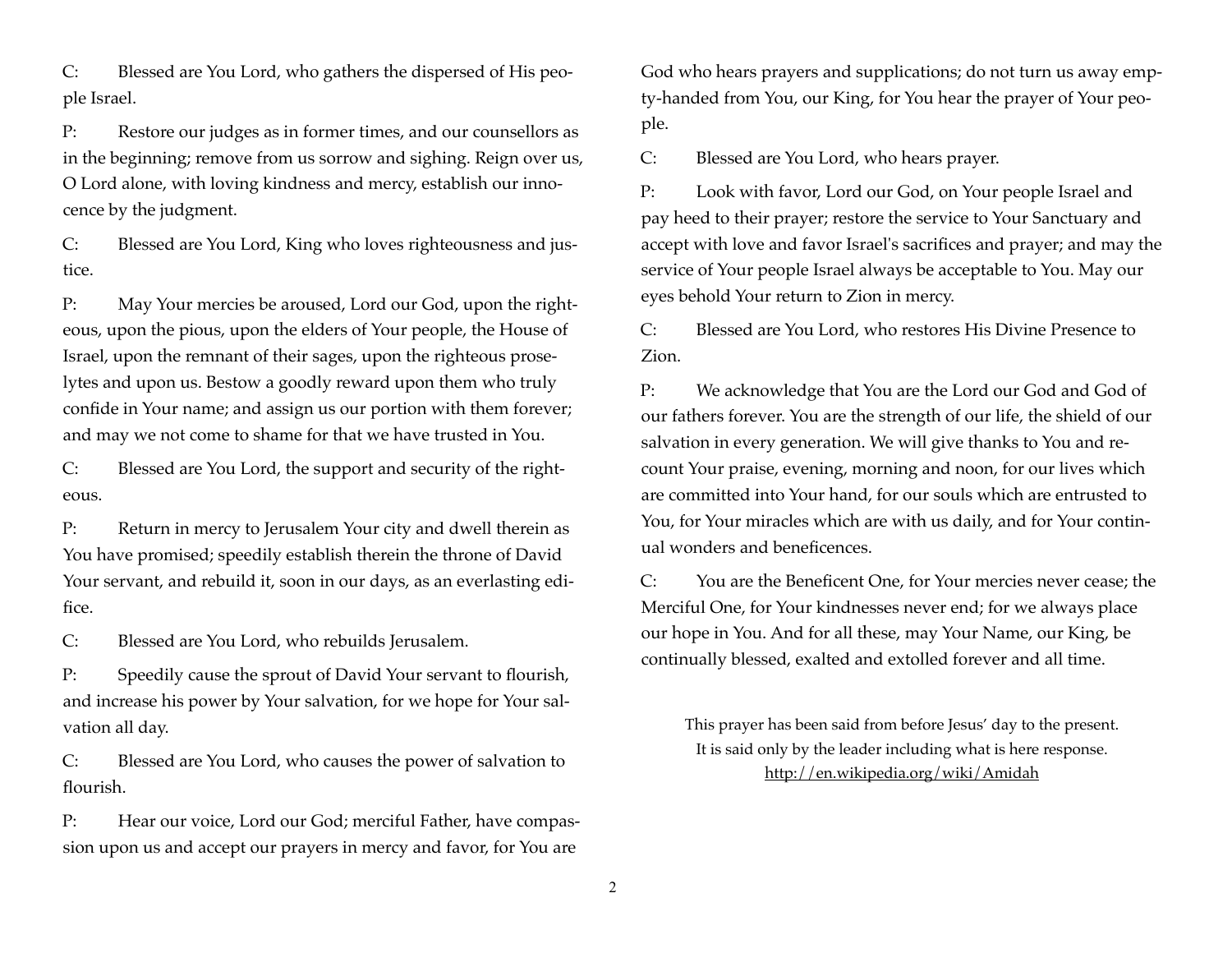C: Blessed are You Lord, who gathers the dispersed of His people Israel.

P: Restore our judges as in former times, and our counsellors as in the beginning; remove from us sorrow and sighing. Reign over us, O Lord alone, with loving kindness and mercy, establish our innocence by the judgment.

C: Blessed are You Lord, King who loves righteousness and justice.

P: May Your mercies be aroused, Lord our God, upon the righteous, upon the pious, upon the elders of Your people, the House of Israel, upon the remnant of their sages, upon the righteous proselytes and upon us. Bestow a goodly reward upon them who truly confide in Your name; and assign us our portion with them forever; and may we not come to shame for that we have trusted in You.

C: Blessed are You Lord, the support and security of the righteous.

P: Return in mercy to Jerusalem Your city and dwell therein as You have promised; speedily establish therein the throne of David Your servant, and rebuild it, soon in our days, as an everlasting edifice.

C: Blessed are You Lord, who rebuilds Jerusalem.

P: Speedily cause the sprout of David Your servant to flourish, and increase his power by Your salvation, for we hope for Your salvation all day.

C: Blessed are You Lord, who causes the power of salvation to flourish.

P: Hear our voice, Lord our God; merciful Father, have compassion upon us and accept our prayers in mercy and favor, for You are God who hears prayers and supplications; do not turn us away empty-handed from You, our King, for You hear the prayer of Your people.

C: Blessed are You Lord, who hears prayer.

P: Look with favor, Lord our God, on Your people Israel and pay heed to their prayer; restore the service to Your Sanctuary and accept with love and favor Israel's sacrifices and prayer; and may the service of Your people Israel always be acceptable to You. May our eyes behold Your return to Zion in mercy.

C: Blessed are You Lord, who restores His Divine Presence to Zion.

P: We acknowledge that You are the Lord our God and God of our fathers forever. You are the strength of our life, the shield of our salvation in every generation. We will give thanks to You and recount Your praise, evening, morning and noon, for our lives which are committed into Your hand, for our souls which are entrusted to You, for Your miracles which are with us daily, and for Your continual wonders and beneficences.

C: You are the Beneficent One, for Your mercies never cease; the Merciful One, for Your kindnesses never end; for we always place our hope in You. And for all these, may Your Name, our King, be continually blessed, exalted and extolled forever and all time.

This prayer has been said from before Jesus' day to the present.
It is said only by the leader including what is here response.
http://en.wikipedia.org/wiki/Amidah